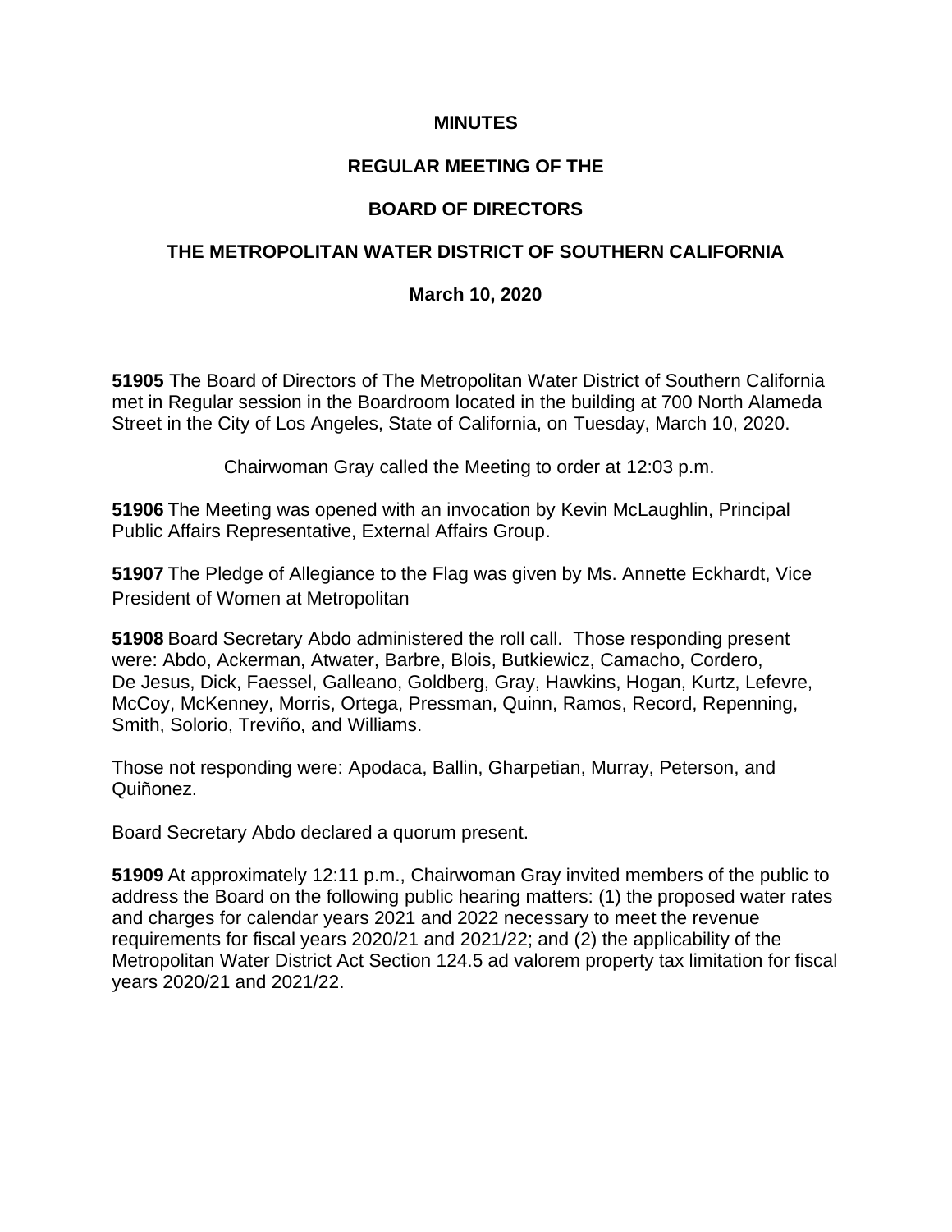**MINUTES**

**REGULAR MEETING OF THE**

**BOARD OF DIRECTORS**

**THE METROPOLITAN WATER DISTRICT OF SOUTHERN CALIFORNIA**

**March 10, 2020**

**51905** The Board of Directors of The Metropolitan Water District of Southern California met in Regular session in the Boardroom located in the building at 700 North Alameda Street in the City of Los Angeles, State of California, on Tuesday, March 10, 2020.

Chairwoman Gray called the Meeting to order at 12:03 p.m.

**51906** The Meeting was opened with an invocation by Kevin McLaughlin, Principal Public Affairs Representative, External Affairs Group.

**51907** The Pledge of Allegiance to the Flag was given by Ms. Annette Eckhardt, Vice President of Women at Metropolitan

**51908** Board Secretary Abdo administered the roll call. Those responding present were: Abdo, Ackerman, Atwater, Barbre, Blois, Butkiewicz, Camacho, Cordero, De Jesus, Dick, Faessel, Galleano, Goldberg, Gray, Hawkins, Hogan, Kurtz, Lefevre, McCoy, McKenney, Morris, Ortega, Pressman, Quinn, Ramos, Record, Repenning, Smith, Solorio, Treviño, and Williams.

Those not responding were: Apodaca, Ballin, Gharpetian, Murray, Peterson, and Quiñonez.

Board Secretary Abdo declared a quorum present.

**51909** At approximately 12:11 p.m., Chairwoman Gray invited members of the public to address the Board on the following public hearing matters: (1) the proposed water rates and charges for calendar years 2021 and 2022 necessary to meet the revenue requirements for fiscal years 2020/21 and 2021/22; and (2) the applicability of the Metropolitan Water District Act Section 124.5 ad valorem property tax limitation for fiscal years 2020/21 and 2021/22.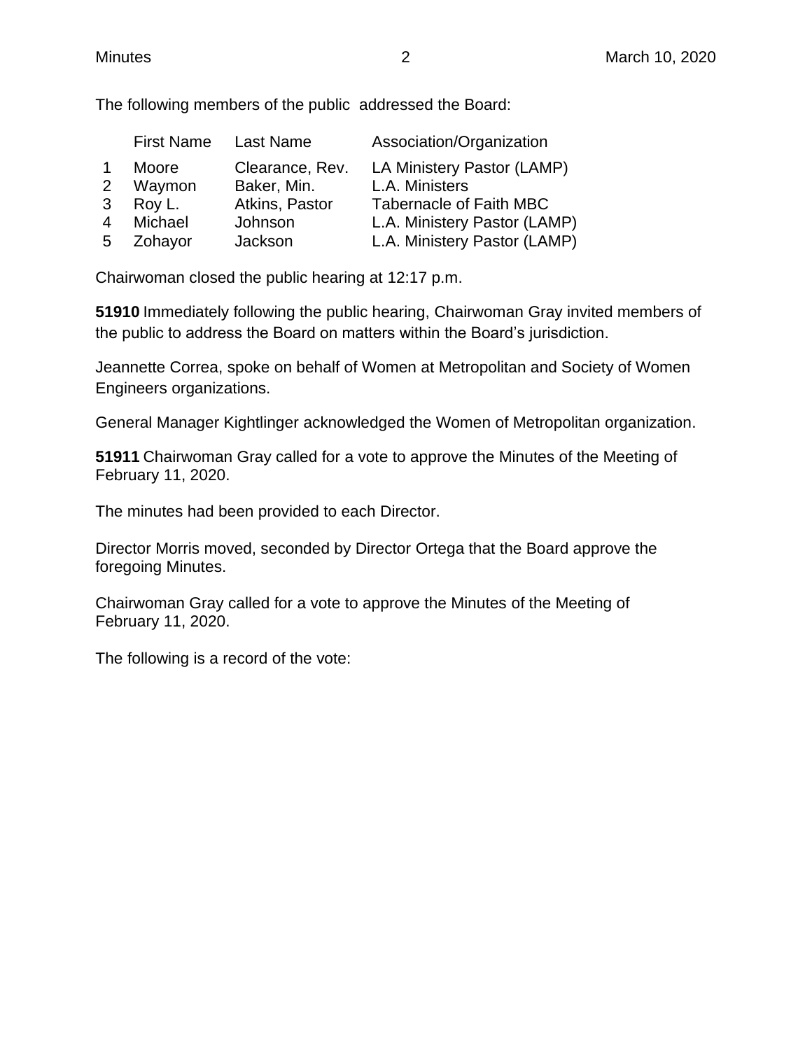The following members of the public addressed the Board:

| | First Name | Last Name | Association/Organization |
|---|---|---|---|
| 1 | Moore | Clearance, Rev. | LA Ministery Pastor (LAMP) |
| 2 | Waymon | Baker, Min. | L.A. Ministers |
| 3 | Roy L. | Atkins, Pastor | Tabernacle of Faith MBC |
| 4 | Michael | Johnson | L.A. Ministery Pastor (LAMP) |
| 5 | Zohayor | Jackson | L.A. Ministery Pastor (LAMP) |

Chairwoman closed the public hearing at 12:17 p.m.

**51910** Immediately following the public hearing, Chairwoman Gray invited members of the public to address the Board on matters within the Board's jurisdiction.

Jeannette Correa, spoke on behalf of Women at Metropolitan and Society of Women Engineers organizations.

General Manager Kightlinger acknowledged the Women of Metropolitan organization.

**51911** Chairwoman Gray called for a vote to approve the Minutes of the Meeting of February 11, 2020.

The minutes had been provided to each Director.

Director Morris moved, seconded by Director Ortega that the Board approve the foregoing Minutes.

Chairwoman Gray called for a vote to approve the Minutes of the Meeting of February 11, 2020.

The following is a record of the vote: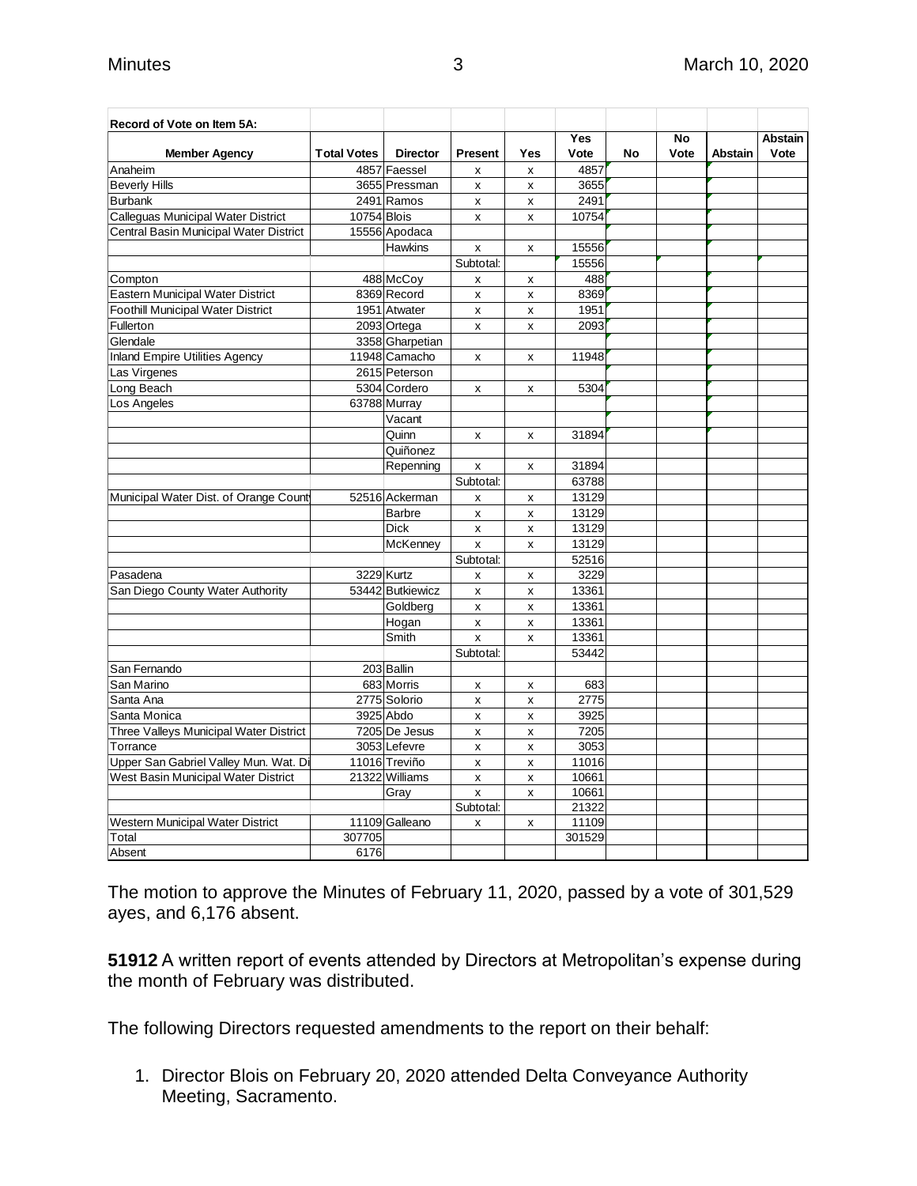| Record of Vote on Item 5A: | | | | | | | | | |
|---|---|---|---|---|---|---|---|---|---|
| **Member Agency** | **Total Votes** | **Director** | **Present** | **Yes** | **Yes Vote** | **No** | **No Vote** | **Abstain** | **Abstain Vote** |
| Anaheim | 4857 | Faessel | x | x | 4857 | | | | |
| Beverly Hills | 3655 | Pressman | x | x | 3655 | | | | |
| Burbank | 2491 | Ramos | x | x | 2491 | | | | |
| Calleguas Municipal Water District | 10754 | Blois | x | x | 10754 | | | | |
| Central Basin Municipal Water District | 15556 | Apodaca | | | | | | | |
| | | Hawkins | x | x | 15556 | | | | |
| | | | Subtotal: | | 15556 | | | | |
| Compton | 488 | McCoy | x | x | 488 | | | | |
| Eastern Municipal Water District | 8369 | Record | x | x | 8369 | | | | |
| Foothill Municipal Water District | 1951 | Atwater | x | x | 1951 | | | | |
| Fullerton | 2093 | Ortega | x | x | 2093 | | | | |
| Glendale | 3358 | Gharpetian | | | | | | | |
| Inland Empire Utilities Agency | 11948 | Camacho | x | x | 11948 | | | | |
| Las Virgenes | 2615 | Peterson | | | | | | | |
| Long Beach | 5304 | Cordero | x | x | 5304 | | | | |
| Los Angeles | 63788 | Murray | | | | | | | |
| | | Vacant | | | | | | | |
| | | Quinn | x | x | 31894 | | | | |
| | | Quiñonez | | | | | | | |
| | | Repenning | x | x | 31894 | | | | |
| | | | Subtotal: | | 63788 | | | | |
| Municipal Water Dist. of Orange Count | 52516 | Ackerman | x | x | 13129 | | | | |
| | | Barbre | x | x | 13129 | | | | |
| | | Dick | x | x | 13129 | | | | |
| | | McKenney | x | x | 13129 | | | | |
| | | | Subtotal: | | 52516 | | | | |
| Pasadena | 3229 | Kurtz | x | x | 3229 | | | | |
| San Diego County Water Authority | 53442 | Butkiewicz | x | x | 13361 | | | | |
| | | Goldberg | x | x | 13361 | | | | |
| | | Hogan | x | x | 13361 | | | | |
| | | Smith | x | x | 13361 | | | | |
| | | | Subtotal: | | 53442 | | | | |
| San Fernando | 203 | Ballin | | | | | | | |
| San Marino | 683 | Morris | x | x | 683 | | | | |
| Santa Ana | 2775 | Solorio | x | x | 2775 | | | | |
| Santa Monica | 3925 | Abdo | x | x | 3925 | | | | |
| Three Valleys Municipal Water District | 7205 | De Jesus | x | x | 7205 | | | | |
| Torrance | 3053 | Lefevre | x | x | 3053 | | | | |
| Upper San Gabriel Valley Mun. Wat. Di | 11016 | Treviño | x | x | 11016 | | | | |
| West Basin Municipal Water District | 21322 | Williams | x | x | 10661 | | | | |
| | | Gray | x | x | 10661 | | | | |
| | | | Subtotal: | | 21322 | | | | |
| Western Municipal Water District | 11109 | Galleano | x | x | 11109 | | | | |
| Total | 307705 | | | | 301529 | | | | |
| Absent | 6176 | | | | | | | | |

The motion to approve the Minutes of February 11, 2020, passed by a vote of 301,529 ayes, and 6,176 absent.

**51912** A written report of events attended by Directors at Metropolitan's expense during the month of February was distributed.

The following Directors requested amendments to the report on their behalf:

1. Director Blois on February 20, 2020 attended Delta Conveyance Authority Meeting, Sacramento.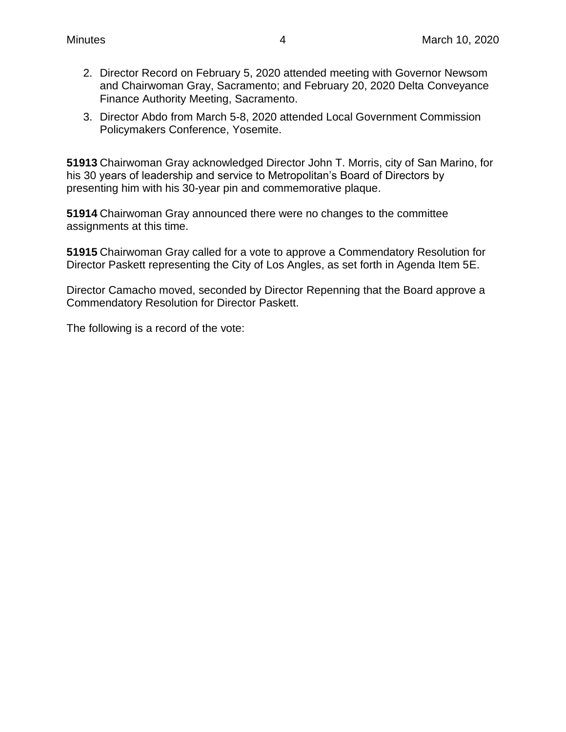2. Director Record on February 5, 2020 attended meeting with Governor Newsom and Chairwoman Gray, Sacramento; and February 20, 2020 Delta Conveyance Finance Authority Meeting, Sacramento.
3. Director Abdo from March 5-8, 2020 attended Local Government Commission Policymakers Conference, Yosemite.

**51913** Chairwoman Gray acknowledged Director John T. Morris, city of San Marino, for his 30 years of leadership and service to Metropolitan's Board of Directors by presenting him with his 30-year pin and commemorative plaque.

**51914** Chairwoman Gray announced there were no changes to the committee assignments at this time.

**51915** Chairwoman Gray called for a vote to approve a Commendatory Resolution for Director Paskett representing the City of Los Angles, as set forth in Agenda Item 5E.

Director Camacho moved, seconded by Director Repenning that the Board approve a Commendatory Resolution for Director Paskett.

The following is a record of the vote: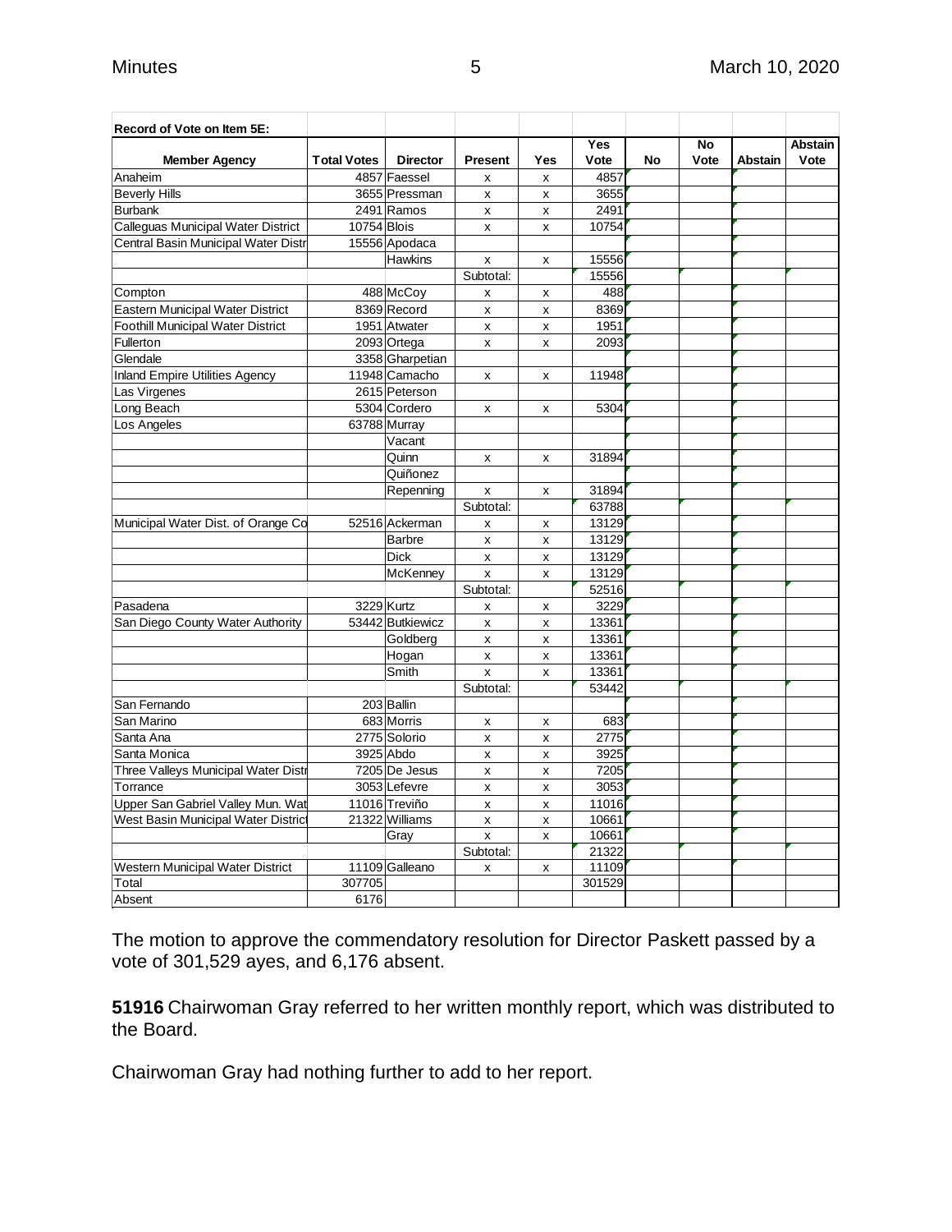| Record of Vote on Item 5E: | | | | | | | | | |
|---|---|---|---|---|---|---|---|---|---|
| **Member Agency** | **Total Votes** | **Director** | **Present** | **Yes** | **Yes Vote** | **No** | **No Vote** | **Abstain** | **Abstain Vote** |
| Anaheim | 4857 | Faessel | x | x | 4857 | | | | |
| Beverly Hills | 3655 | Pressman | x | x | 3655 | | | | |
| Burbank | 2491 | Ramos | x | x | 2491 | | | | |
| Calleguas Municipal Water District | 10754 | Blois | x | x | 10754 | | | | |
| Central Basin Municipal Water Distr | 15556 | Apodaca | | | | | | | |
| | | Hawkins | x | x | 15556 | | | | |
| | | | Subtotal: | | 15556 | | | | |
| Compton | 488 | McCoy | x | x | 488 | | | | |
| Eastern Municipal Water District | 8369 | Record | x | x | 8369 | | | | |
| Foothill Municipal Water District | 1951 | Atwater | x | x | 1951 | | | | |
| Fullerton | 2093 | Ortega | x | x | 2093 | | | | |
| Glendale | 3358 | Gharpetian | | | | | | | |
| Inland Empire Utilities Agency | 11948 | Camacho | x | x | 11948 | | | | |
| Las Virgenes | 2615 | Peterson | | | | | | | |
| Long Beach | 5304 | Cordero | x | x | 5304 | | | | |
| Los Angeles | 63788 | Murray | | | | | | | |
| | | Vacant | | | | | | | |
| | | Quinn | x | x | 31894 | | | | |
| | | Quiñonez | | | | | | | |
| | | Repenning | x | x | 31894 | | | | |
| | | | Subtotal: | | 63788 | | | | |
| Municipal Water Dist. of Orange Co | 52516 | Ackerman | x | x | 13129 | | | | |
| | | Barbre | x | x | 13129 | | | | |
| | | Dick | x | x | 13129 | | | | |
| | | McKenney | x | x | 13129 | | | | |
| | | | Subtotal: | | 52516 | | | | |
| Pasadena | 3229 | Kurtz | x | x | 3229 | | | | |
| San Diego County Water Authority | 53442 | Butkiewicz | x | x | 13361 | | | | |
| | | Goldberg | x | x | 13361 | | | | |
| | | Hogan | x | x | 13361 | | | | |
| | | Smith | x | x | 13361 | | | | |
| | | | Subtotal: | | 53442 | | | | |
| San Fernando | 203 | Ballin | | | | | | | |
| San Marino | 683 | Morris | x | x | 683 | | | | |
| Santa Ana | 2775 | Solorio | x | x | 2775 | | | | |
| Santa Monica | 3925 | Abdo | x | x | 3925 | | | | |
| Three Valleys Municipal Water Distr | 7205 | De Jesus | x | x | 7205 | | | | |
| Torrance | 3053 | Lefevre | x | x | 3053 | | | | |
| Upper San Gabriel Valley Mun. Wat | 11016 | Treviño | x | x | 11016 | | | | |
| West Basin Municipal Water Distric | 21322 | Williams | x | x | 10661 | | | | |
| | | Gray | x | x | 10661 | | | | |
| | | | Subtotal: | | 21322 | | | | |
| Western Municipal Water District | 11109 | Galleano | x | x | 11109 | | | | |
| Total | 307705 | | | | 301529 | | | | |
| Absent | 6176 | | | | | | | | |

The motion to approve the commendatory resolution for Director Paskett passed by a vote of 301,529 ayes, and 6,176 absent.

**51916** Chairwoman Gray referred to her written monthly report, which was distributed to the Board.

Chairwoman Gray had nothing further to add to her report.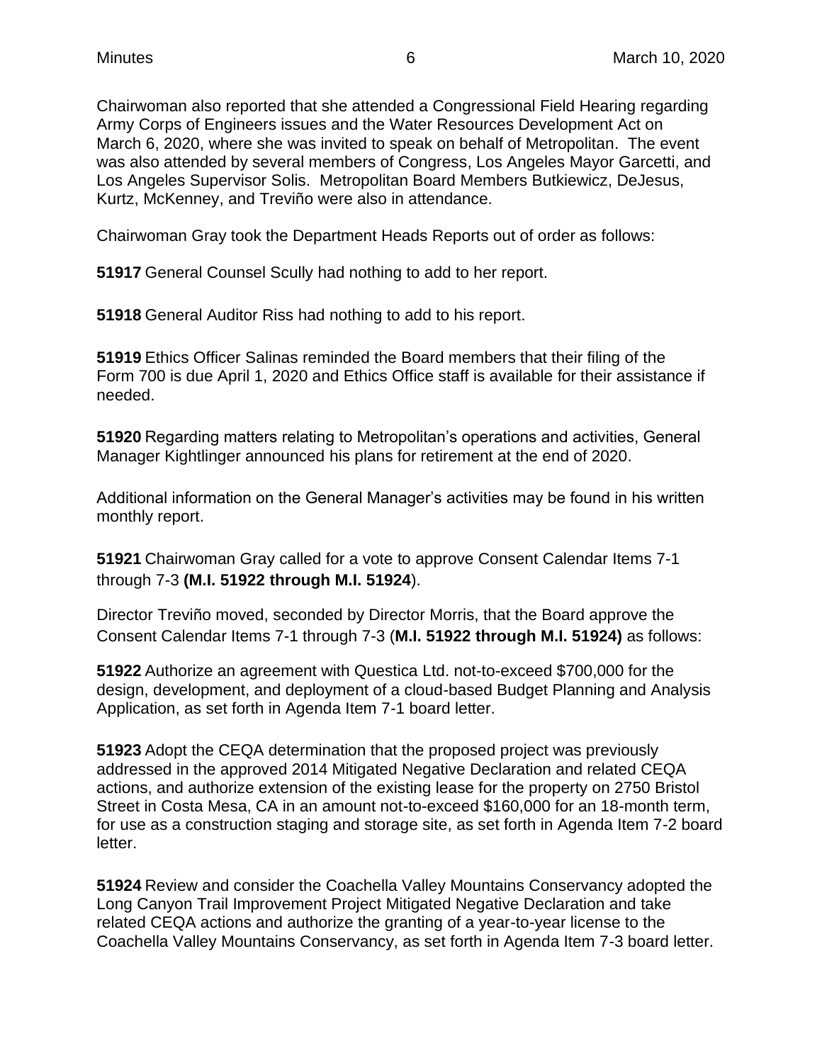Chairwoman also reported that she attended a Congressional Field Hearing regarding Army Corps of Engineers issues and the Water Resources Development Act on March 6, 2020, where she was invited to speak on behalf of Metropolitan. The event was also attended by several members of Congress, Los Angeles Mayor Garcetti, and Los Angeles Supervisor Solis. Metropolitan Board Members Butkiewicz, DeJesus, Kurtz, McKenney, and Treviño were also in attendance.

Chairwoman Gray took the Department Heads Reports out of order as follows:

**51917** General Counsel Scully had nothing to add to her report.

**51918** General Auditor Riss had nothing to add to his report.

**51919** Ethics Officer Salinas reminded the Board members that their filing of the Form 700 is due April 1, 2020 and Ethics Office staff is available for their assistance if needed.

**51920** Regarding matters relating to Metropolitan's operations and activities, General Manager Kightlinger announced his plans for retirement at the end of 2020.

Additional information on the General Manager's activities may be found in his written monthly report.

**51921** Chairwoman Gray called for a vote to approve Consent Calendar Items 7-1 through 7-3 **(M.I. 51922 through M.I. 51924**).

Director Treviño moved, seconded by Director Morris, that the Board approve the Consent Calendar Items 7-1 through 7-3 (**M.I. 51922 through M.I. 51924)** as follows:

**51922** Authorize an agreement with Questica Ltd. not-to-exceed $700,000 for the design, development, and deployment of a cloud-based Budget Planning and Analysis Application, as set forth in Agenda Item 7-1 board letter.

**51923** Adopt the CEQA determination that the proposed project was previously addressed in the approved 2014 Mitigated Negative Declaration and related CEQA actions, and authorize extension of the existing lease for the property on 2750 Bristol Street in Costa Mesa, CA in an amount not-to-exceed $160,000 for an 18-month term, for use as a construction staging and storage site, as set forth in Agenda Item 7-2 board letter.

**51924** Review and consider the Coachella Valley Mountains Conservancy adopted the Long Canyon Trail Improvement Project Mitigated Negative Declaration and take related CEQA actions and authorize the granting of a year-to-year license to the Coachella Valley Mountains Conservancy, as set forth in Agenda Item 7-3 board letter.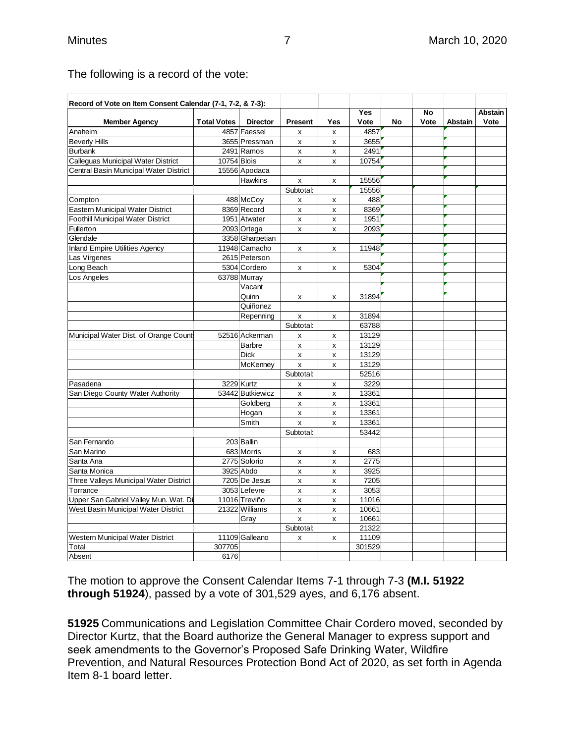The following is a record of the vote:

| Record of Vote on Item Consent Calendar (7-1, 7-2, & 7-3): | | | | | | | | | |
|---|---|---|---|---|---|---|---|---|---|
| **Member Agency** | **Total Votes** | **Director** | **Present** | **Yes** | **Yes Vote** | **No** | **No Vote** | **Abstain** | **Abstain Vote** |
| Anaheim | 4857 | Faessel | x | x | 4857 | | | | |
| Beverly Hills | 3655 | Pressman | x | x | 3655 | | | | |
| Burbank | 2491 | Ramos | x | x | 2491 | | | | |
| Calleguas Municipal Water District | 10754 | Blois | x | x | 10754 | | | | |
| Central Basin Municipal Water District | 15556 | Apodaca | | | | | | | |
| | | Hawkins | x | x | 15556 | | | | |
| | | | Subtotal: | | 15556 | | | | |
| Compton | 488 | McCoy | x | x | 488 | | | | |
| Eastern Municipal Water District | 8369 | Record | x | x | 8369 | | | | |
| Foothill Municipal Water District | 1951 | Atwater | x | x | 1951 | | | | |
| Fullerton | 2093 | Ortega | x | x | 2093 | | | | |
| Glendale | 3358 | Gharpetian | | | | | | | |
| Inland Empire Utilities Agency | 11948 | Camacho | x | x | 11948 | | | | |
| Las Virgenes | 2615 | Peterson | | | | | | | |
| Long Beach | 5304 | Cordero | x | x | 5304 | | | | |
| Los Angeles | 63788 | Murray | | | | | | | |
| | | Vacant | | | | | | | |
| | | Quinn | x | x | 31894 | | | | |
| | | Quiñonez | | | | | | | |
| | | Repenning | x | x | 31894 | | | | |
| | | | Subtotal: | | 63788 | | | | |
| Municipal Water Dist. of Orange County | 52516 | Ackerman | x | x | 13129 | | | | |
| | | Barbre | x | x | 13129 | | | | |
| | | Dick | x | x | 13129 | | | | |
| | | McKenney | x | x | 13129 | | | | |
| | | | Subtotal: | | 52516 | | | | |
| Pasadena | 3229 | Kurtz | x | x | 3229 | | | | |
| San Diego County Water Authority | 53442 | Butkiewicz | x | x | 13361 | | | | |
| | | Goldberg | x | x | 13361 | | | | |
| | | Hogan | x | x | 13361 | | | | |
| | | Smith | x | x | 13361 | | | | |
| | | | Subtotal: | | 53442 | | | | |
| San Fernando | 203 | Ballin | | | | | | | |
| San Marino | 683 | Morris | x | x | 683 | | | | |
| Santa Ana | 2775 | Solorio | x | x | 2775 | | | | |
| Santa Monica | 3925 | Abdo | x | x | 3925 | | | | |
| Three Valleys Municipal Water District | 7205 | De Jesus | x | x | 7205 | | | | |
| Torrance | 3053 | Lefevre | x | x | 3053 | | | | |
| Upper San Gabriel Valley Mun. Wat. Di | 11016 | Treviño | x | x | 11016 | | | | |
| West Basin Municipal Water District | 21322 | Williams | x | x | 10661 | | | | |
| | | Gray | x | x | 10661 | | | | |
| | | | Subtotal: | | 21322 | | | | |
| Western Municipal Water District | 11109 | Galleano | x | x | 11109 | | | | |
| Total | 307705 | | | | 301529 | | | | |
| Absent | 6176 | | | | | | | | |

The motion to approve the Consent Calendar Items 7-1 through 7-3 **(M.I. 51922 through 51924**), passed by a vote of 301,529 ayes, and 6,176 absent.

**51925** Communications and Legislation Committee Chair Cordero moved, seconded by Director Kurtz, that the Board authorize the General Manager to express support and seek amendments to the Governor's Proposed Safe Drinking Water, Wildfire Prevention, and Natural Resources Protection Bond Act of 2020, as set forth in Agenda Item 8-1 board letter.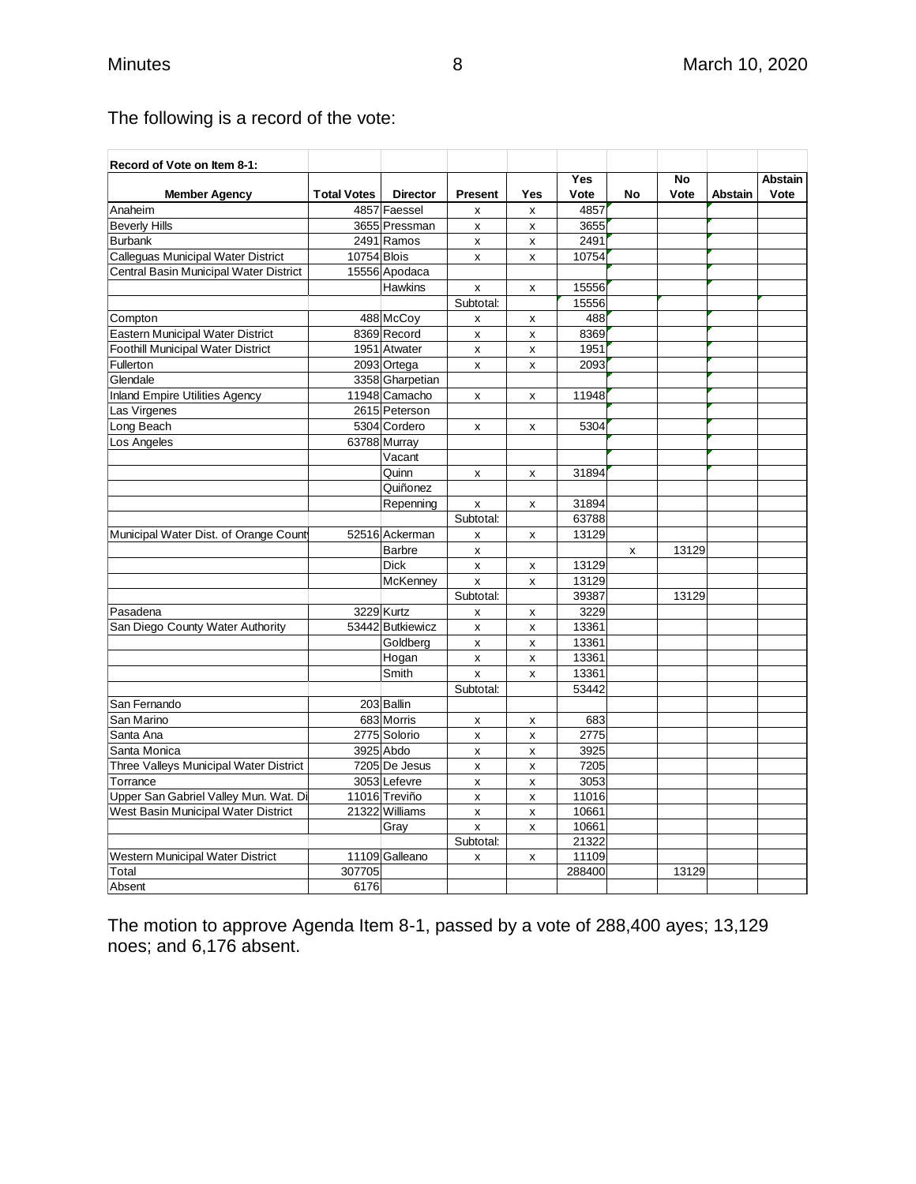The following is a record of the vote:

| Record of Vote on Item 8-1: | | | | | | | | | |
|---|---|---|---|---|---|---|---|---|---|
| Member Agency | Total Votes | Director | Present | Yes | Yes Vote | No | No Vote | Abstain | Abstain Vote |
| Anaheim | 4857 | Faessel | x | x | 4857 | | | | |
| Beverly Hills | 3655 | Pressman | x | x | 3655 | | | | |
| Burbank | 2491 | Ramos | x | x | 2491 | | | | |
| Calleguas Municipal Water District | 10754 | Blois | x | x | 10754 | | | | |
| Central Basin Municipal Water District | 15556 | Apodaca | | | | | | | |
| | | Hawkins | x | x | 15556 | | | | |
| | | | Subtotal: | | 15556 | | | | |
| Compton | 488 | McCoy | x | x | 488 | | | | |
| Eastern Municipal Water District | 8369 | Record | x | x | 8369 | | | | |
| Foothill Municipal Water District | 1951 | Atwater | x | x | 1951 | | | | |
| Fullerton | 2093 | Ortega | x | x | 2093 | | | | |
| Glendale | 3358 | Gharpetian | | | | | | | |
| Inland Empire Utilities Agency | 11948 | Camacho | x | x | 11948 | | | | |
| Las Virgenes | 2615 | Peterson | | | | | | | |
| Long Beach | 5304 | Cordero | x | x | 5304 | | | | |
| Los Angeles | 63788 | Murray | | | | | | | |
| | | Vacant | | | | | | | |
| | | Quinn | x | x | 31894 | | | | |
| | | Quiñonez | | | | | | | |
| | | Repenning | x | x | 31894 | | | | |
| | | | Subtotal: | | 63788 | | | | |
| Municipal Water Dist. of Orange County | 52516 | Ackerman | x | x | 13129 | | | | |
| | | Barbre | x | | | x | 13129 | | |
| | | Dick | x | x | 13129 | | | | |
| | | McKenney | x | x | 13129 | | | | |
| | | | Subtotal: | | 39387 | | 13129 | | |
| Pasadena | 3229 | Kurtz | x | x | 3229 | | | | |
| San Diego County Water Authority | 53442 | Butkiewicz | x | x | 13361 | | | | |
| | | Goldberg | x | x | 13361 | | | | |
| | | Hogan | x | x | 13361 | | | | |
| | | Smith | x | x | 13361 | | | | |
| | | | Subtotal: | | 53442 | | | | |
| San Fernando | 203 | Ballin | | | | | | | |
| San Marino | 683 | Morris | x | x | 683 | | | | |
| Santa Ana | 2775 | Solorio | x | x | 2775 | | | | |
| Santa Monica | 3925 | Abdo | x | x | 3925 | | | | |
| Three Valleys Municipal Water District | 7205 | De Jesus | x | x | 7205 | | | | |
| Torrance | 3053 | Lefevre | x | x | 3053 | | | | |
| Upper San Gabriel Valley Mun. Wat. Di | 11016 | Treviño | x | x | 11016 | | | | |
| West Basin Municipal Water District | 21322 | Williams | x | x | 10661 | | | | |
| | | Gray | x | x | 10661 | | | | |
| | | | Subtotal: | | 21322 | | | | |
| Western Municipal Water District | 11109 | Galleano | x | x | 11109 | | | | |
| Total | 307705 | | | | 288400 | | 13129 | | |
| Absent | 6176 | | | | | | | | |

The motion to approve Agenda Item 8-1, passed by a vote of 288,400 ayes; 13,129 noes; and 6,176 absent.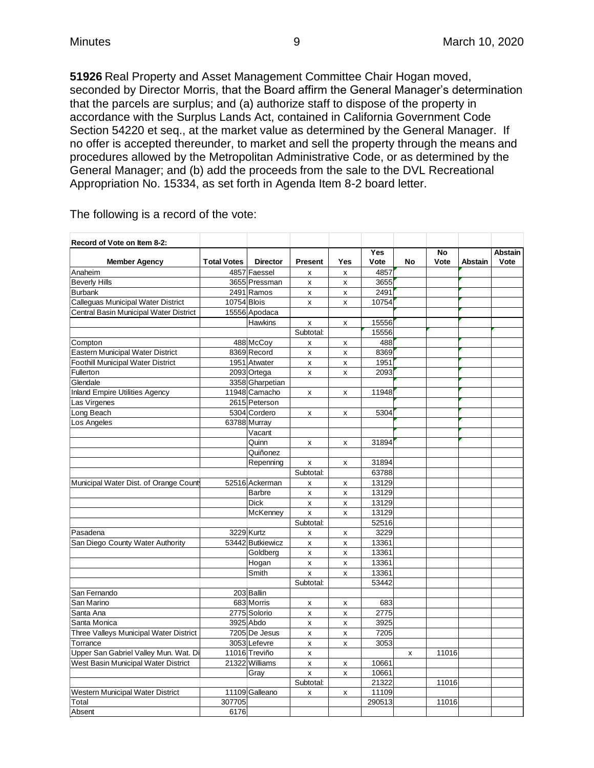**51926** Real Property and Asset Management Committee Chair Hogan moved, seconded by Director Morris, that the Board affirm the General Manager's determination that the parcels are surplus; and (a) authorize staff to dispose of the property in accordance with the Surplus Lands Act, contained in California Government Code Section 54220 et seq., at the market value as determined by the General Manager. If no offer is accepted thereunder, to market and sell the property through the means and procedures allowed by the Metropolitan Administrative Code, or as determined by the General Manager; and (b) add the proceeds from the sale to the DVL Recreational Appropriation No. 15334, as set forth in Agenda Item 8-2 board letter.

The following is a record of the vote:

| Record of Vote on Item 8-2: | | | | | | | | | |
|---|---|---|---|---|---|---|---|---|---|
| Member Agency | Total Votes | Director | Present | Yes | Yes Vote | No | No Vote | Abstain | Abstain Vote |
| Anaheim | 4857 | Faessel | x | x | 4857 | | | | |
| Beverly Hills | 3655 | Pressman | x | x | 3655 | | | | |
| Burbank | 2491 | Ramos | x | x | 2491 | | | | |
| Calleguas Municipal Water District | 10754 | Blois | x | x | 10754 | | | | |
| Central Basin Municipal Water District | 15556 | Apodaca | | | | | | | |
| | | Hawkins | x | x | 15556 | | | | |
| | | | Subtotal: | | 15556 | | | | |
| Compton | 488 | McCoy | x | x | 488 | | | | |
| Eastern Municipal Water District | 8369 | Record | x | x | 8369 | | | | |
| Foothill Municipal Water District | 1951 | Atwater | x | x | 1951 | | | | |
| Fullerton | 2093 | Ortega | x | x | 2093 | | | | |
| Glendale | 3358 | Gharpetian | | | | | | | |
| Inland Empire Utilities Agency | 11948 | Camacho | x | x | 11948 | | | | |
| Las Virgenes | 2615 | Peterson | | | | | | | |
| Long Beach | 5304 | Cordero | x | x | 5304 | | | | |
| Los Angeles | 63788 | Murray | | | | | | | |
| | | Vacant | | | | | | | |
| | | Quinn | x | x | 31894 | | | | |
| | | Quiñonez | | | | | | | |
| | | Repenning | x | x | 31894 | | | | |
| | | | Subtotal: | | 63788 | | | | |
| Municipal Water Dist. of Orange County | 52516 | Ackerman | x | x | 13129 | | | | |
| | | Barbre | x | x | 13129 | | | | |
| | | Dick | x | x | 13129 | | | | |
| | | McKenney | x | x | 13129 | | | | |
| | | | Subtotal: | | 52516 | | | | |
| Pasadena | 3229 | Kurtz | x | x | 3229 | | | | |
| San Diego County Water Authority | 53442 | Butkiewicz | x | x | 13361 | | | | |
| | | Goldberg | x | x | 13361 | | | | |
| | | Hogan | x | x | 13361 | | | | |
| | | Smith | x | x | 13361 | | | | |
| | | | Subtotal: | | 53442 | | | | |
| San Fernando | 203 | Ballin | | | | | | | |
| San Marino | 683 | Morris | x | x | 683 | | | | |
| Santa Ana | 2775 | Solorio | x | x | 2775 | | | | |
| Santa Monica | 3925 | Abdo | x | x | 3925 | | | | |
| Three Valleys Municipal Water District | 7205 | De Jesus | x | x | 7205 | | | | |
| Torrance | 3053 | Lefevre | x | x | 3053 | | | | |
| Upper San Gabriel Valley Mun. Wat. Di | 11016 | Treviño | x | | | x | 11016 | | |
| West Basin Municipal Water District | 21322 | Williams | x | x | 10661 | | | | |
| | | Gray | x | x | 10661 | | | | |
| | | | Subtotal: | | 21322 | | 11016 | | |
| Western Municipal Water District | 11109 | Galleano | x | x | 11109 | | | | |
| Total | 307705 | | | | 290513 | | 11016 | | |
| Absent | 6176 | | | | | | | | |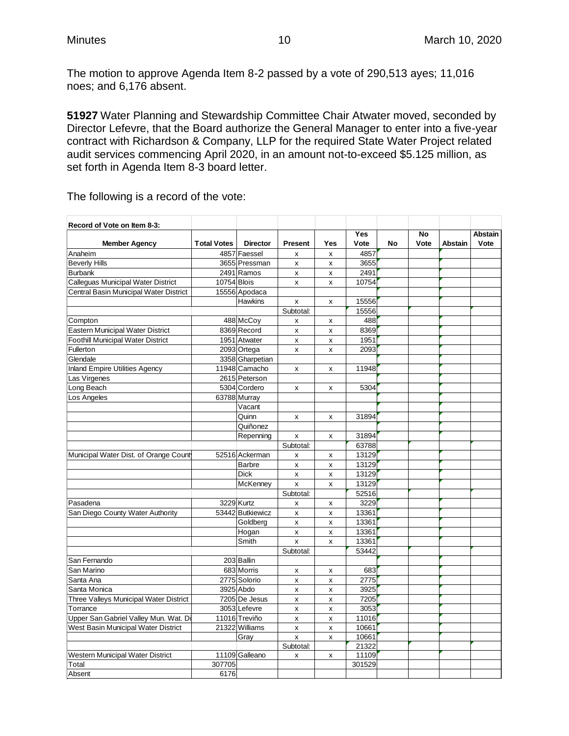The motion to approve Agenda Item 8-2 passed by a vote of 290,513 ayes; 11,016 noes; and 6,176 absent.

**51927** Water Planning and Stewardship Committee Chair Atwater moved, seconded by Director Lefevre, that the Board authorize the General Manager to enter into a five-year contract with Richardson & Company, LLP for the required State Water Project related audit services commencing April 2020, in an amount not-to-exceed $5.125 million, as set forth in Agenda Item 8-3 board letter.

The following is a record of the vote:

| Record of Vote on Item 8-3: | | | | | | | | | |
|---|---|---|---|---|---|---|---|---|---|
| **Member Agency** | **Total Votes** | **Director** | **Present** | **Yes** | **Yes Vote** | **No** | **No Vote** | **Abstain** | **Abstain Vote** |
| Anaheim | 4857 | Faessel | x | x | 4857 | | | | |
| Beverly Hills | 3655 | Pressman | x | x | 3655 | | | | |
| Burbank | 2491 | Ramos | x | x | 2491 | | | | |
| Calleguas Municipal Water District | 10754 | Blois | x | x | 10754 | | | | |
| Central Basin Municipal Water District | 15556 | Apodaca | | | | | | | |
| | | Hawkins | x | x | 15556 | | | | |
| | | | Subtotal: | | 15556 | | | | |
| Compton | 488 | McCoy | x | x | 488 | | | | |
| Eastern Municipal Water District | 8369 | Record | x | x | 8369 | | | | |
| Foothill Municipal Water District | 1951 | Atwater | x | x | 1951 | | | | |
| Fullerton | 2093 | Ortega | x | x | 2093 | | | | |
| Glendale | 3358 | Gharpetian | | | | | | | |
| Inland Empire Utilities Agency | 11948 | Camacho | x | x | 11948 | | | | |
| Las Virgenes | 2615 | Peterson | | | | | | | |
| Long Beach | 5304 | Cordero | x | x | 5304 | | | | |
| Los Angeles | 63788 | Murray | | | | | | | |
| | | Vacant | | | | | | | |
| | | Quinn | x | x | 31894 | | | | |
| | | Quiñonez | | | | | | | |
| | | Repenning | x | x | 31894 | | | | |
| | | | Subtotal: | | 63788 | | | | |
| Municipal Water Dist. of Orange County | 52516 | Ackerman | x | x | 13129 | | | | |
| | | Barbre | x | x | 13129 | | | | |
| | | Dick | x | x | 13129 | | | | |
| | | McKenney | x | x | 13129 | | | | |
| | | | Subtotal: | | 52516 | | | | |
| Pasadena | 3229 | Kurtz | x | x | 3229 | | | | |
| San Diego County Water Authority | 53442 | Butkiewicz | x | x | 13361 | | | | |
| | | Goldberg | x | x | 13361 | | | | |
| | | Hogan | x | x | 13361 | | | | |
| | | Smith | x | x | 13361 | | | | |
| | | | Subtotal: | | 53442 | | | | |
| San Fernando | 203 | Ballin | | | | | | | |
| San Marino | 683 | Morris | x | x | 683 | | | | |
| Santa Ana | 2775 | Solorio | x | x | 2775 | | | | |
| Santa Monica | 3925 | Abdo | x | x | 3925 | | | | |
| Three Valleys Municipal Water District | 7205 | De Jesus | x | x | 7205 | | | | |
| Torrance | 3053 | Lefevre | x | x | 3053 | | | | |
| Upper San Gabriel Valley Mun. Wat. Di | 11016 | Treviño | x | x | 11016 | | | | |
| West Basin Municipal Water District | 21322 | Williams | x | x | 10661 | | | | |
| | | Gray | x | x | 10661 | | | | |
| | | | Subtotal: | | 21322 | | | | |
| Western Municipal Water District | 11109 | Galleano | x | x | 11109 | | | | |
| Total | 307705 | | | | 301529 | | | | |
| Absent | 6176 | | | | | | | | |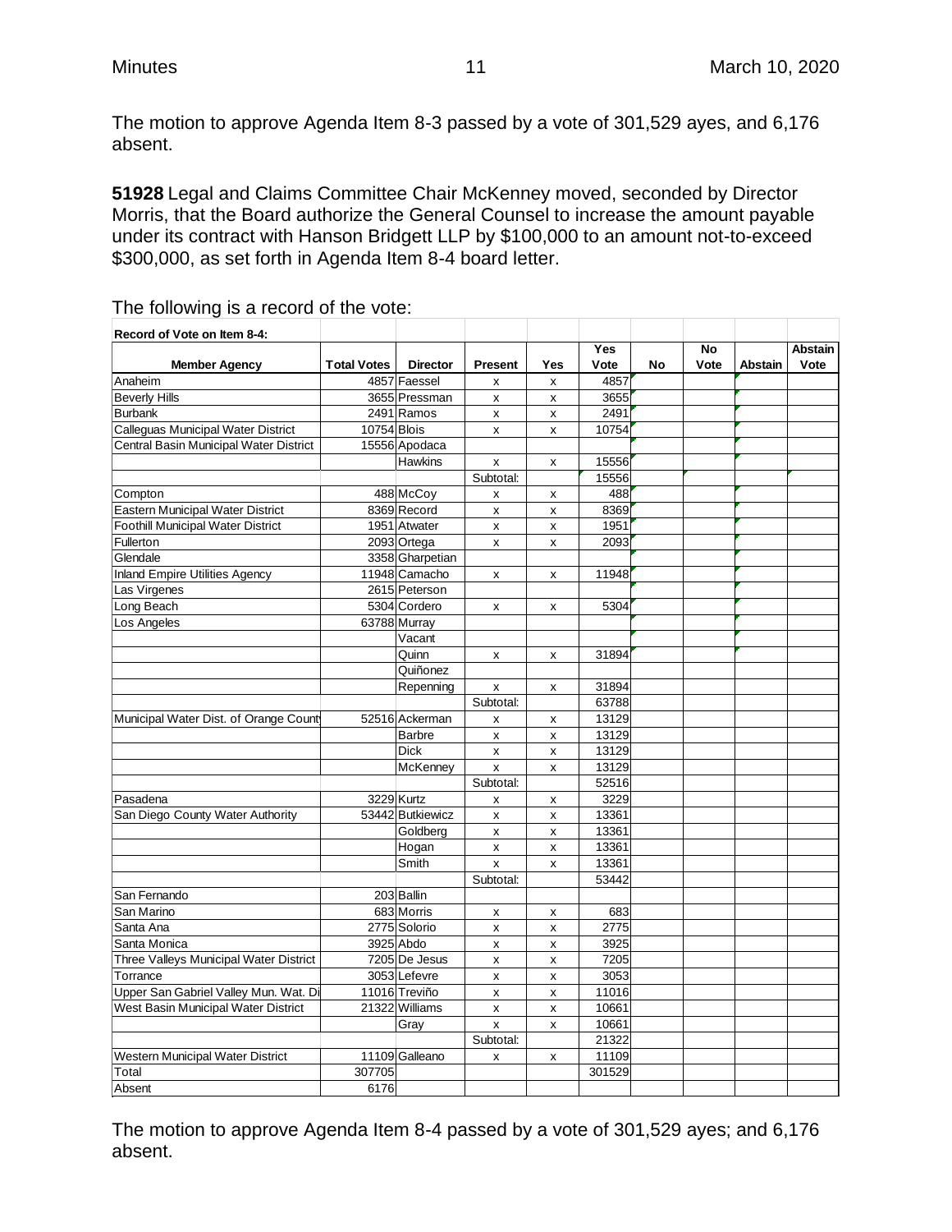The motion to approve Agenda Item 8-3 passed by a vote of 301,529 ayes, and 6,176 absent.

**51928** Legal and Claims Committee Chair McKenney moved, seconded by Director Morris, that the Board authorize the General Counsel to increase the amount payable under its contract with Hanson Bridgett LLP by $100,000 to an amount not-to-exceed $300,000, as set forth in Agenda Item 8-4 board letter.

The following is a record of the vote:

**Record of Vote on Item 8-4:**

| Member Agency | Total Votes | Director | Present | Yes | Yes Vote | No | No Vote | Abstain | Abstain Vote |
|---|---|---|---|---|---|---|---|---|---|
| Anaheim | 4857 | Faessel | x | x | 4857 | | | | |
| Beverly Hills | 3655 | Pressman | x | x | 3655 | | | | |
| Burbank | 2491 | Ramos | x | x | 2491 | | | | |
| Calleguas Municipal Water District | 10754 | Blois | x | x | 10754 | | | | |
| Central Basin Municipal Water District | 15556 | Apodaca | | | | | | | |
| | | Hawkins | x | x | 15556 | | | | |
| | | | Subtotal: | | 15556 | | | | |
| Compton | 488 | McCoy | x | x | 488 | | | | |
| Eastern Municipal Water District | 8369 | Record | x | x | 8369 | | | | |
| Foothill Municipal Water District | 1951 | Atwater | x | x | 1951 | | | | |
| Fullerton | 2093 | Ortega | x | x | 2093 | | | | |
| Glendale | 3358 | Gharpetian | | | | | | | |
| Inland Empire Utilities Agency | 11948 | Camacho | x | x | 11948 | | | | |
| Las Virgenes | 2615 | Peterson | | | | | | | |
| Long Beach | 5304 | Cordero | x | x | 5304 | | | | |
| Los Angeles | 63788 | Murray | | | | | | | |
| | | Vacant | | | | | | | |
| | | Quinn | x | x | 31894 | | | | |
| | | Quiñonez | | | | | | | |
| | | Repenning | x | x | 31894 | | | | |
| | | | Subtotal: | | 63788 | | | | |
| Municipal Water Dist. of Orange County | 52516 | Ackerman | x | x | 13129 | | | | |
| | | Barbre | x | x | 13129 | | | | |
| | | Dick | x | x | 13129 | | | | |
| | | McKenney | x | x | 13129 | | | | |
| | | | Subtotal: | | 52516 | | | | |
| Pasadena | 3229 | Kurtz | x | x | 3229 | | | | |
| San Diego County Water Authority | 53442 | Butkiewicz | x | x | 13361 | | | | |
| | | Goldberg | x | x | 13361 | | | | |
| | | Hogan | x | x | 13361 | | | | |
| | | Smith | x | x | 13361 | | | | |
| | | | Subtotal: | | 53442 | | | | |
| San Fernando | 203 | Ballin | | | | | | | |
| San Marino | 683 | Morris | x | x | 683 | | | | |
| Santa Ana | 2775 | Solorio | x | x | 2775 | | | | |
| Santa Monica | 3925 | Abdo | x | x | 3925 | | | | |
| Three Valleys Municipal Water District | 7205 | De Jesus | x | x | 7205 | | | | |
| Torrance | 3053 | Lefevre | x | x | 3053 | | | | |
| Upper San Gabriel Valley Mun. Wat. Di | 11016 | Treviño | x | x | 11016 | | | | |
| West Basin Municipal Water District | 21322 | Williams | x | x | 10661 | | | | |
| | | Gray | x | x | 10661 | | | | |
| | | | Subtotal: | | 21322 | | | | |
| Western Municipal Water District | 11109 | Galleano | x | x | 11109 | | | | |
| Total | 307705 | | | | 301529 | | | | |
| Absent | 6176 | | | | | | | | |

The motion to approve Agenda Item 8-4 passed by a vote of 301,529 ayes; and 6,176 absent.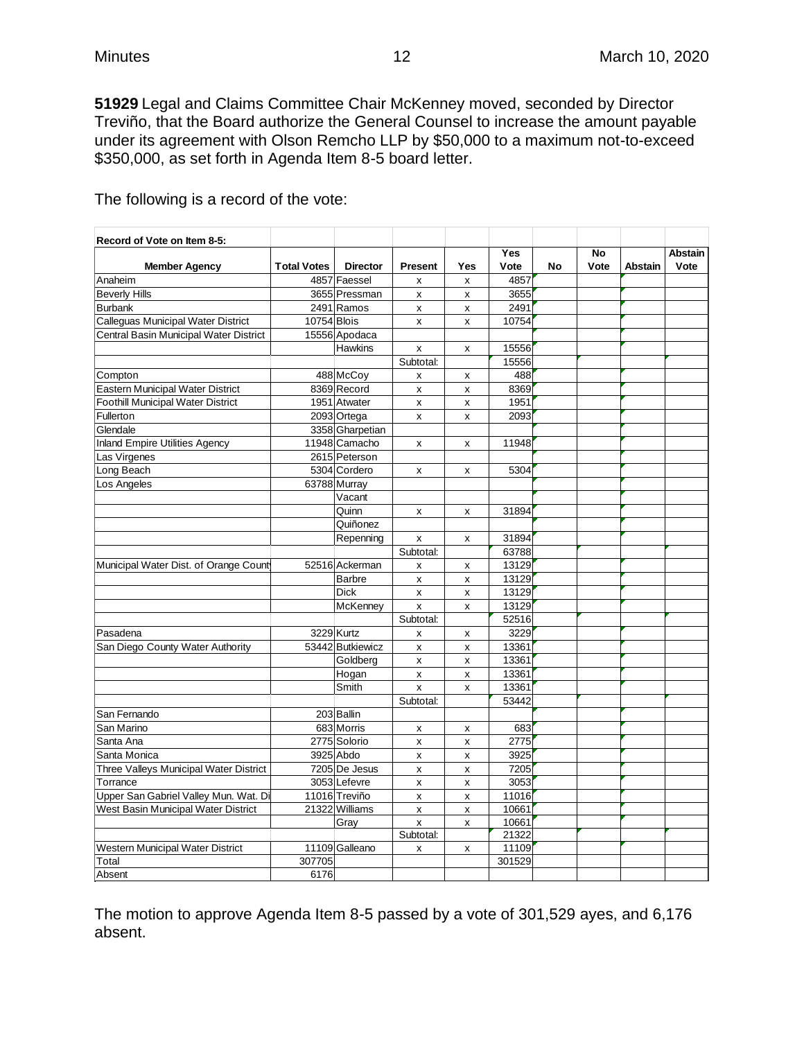**51929** Legal and Claims Committee Chair McKenney moved, seconded by Director Treviño, that the Board authorize the General Counsel to increase the amount payable under its agreement with Olson Remcho LLP by $50,000 to a maximum not-to-exceed $350,000, as set forth in Agenda Item 8-5 board letter.

The following is a record of the vote:

| Record of Vote on Item 8-5: | | | | | | | | | |
|---|---|---|---|---|---|---|---|---|---|
| **Member Agency** | **Total Votes** | **Director** | **Present** | **Yes** | **Yes Vote** | **No** | **No Vote** | **Abstain** | **Abstain Vote** |
| Anaheim | 4857 | Faessel | x | x | 4857 | | | | |
| Beverly Hills | 3655 | Pressman | x | x | 3655 | | | | |
| Burbank | 2491 | Ramos | x | x | 2491 | | | | |
| Calleguas Municipal Water District | 10754 | Blois | x | x | 10754 | | | | |
| Central Basin Municipal Water District | 15556 | Apodaca | | | | | | | |
| | | Hawkins | x | x | 15556 | | | | |
| | | | Subtotal: | | 15556 | | | | |
| Compton | 488 | McCoy | x | x | 488 | | | | |
| Eastern Municipal Water District | 8369 | Record | x | x | 8369 | | | | |
| Foothill Municipal Water District | 1951 | Atwater | x | x | 1951 | | | | |
| Fullerton | 2093 | Ortega | x | x | 2093 | | | | |
| Glendale | 3358 | Gharpetian | | | | | | | |
| Inland Empire Utilities Agency | 11948 | Camacho | x | x | 11948 | | | | |
| Las Virgenes | 2615 | Peterson | | | | | | | |
| Long Beach | 5304 | Cordero | x | x | 5304 | | | | |
| Los Angeles | 63788 | Murray | | | | | | | |
| | | Vacant | | | | | | | |
| | | Quinn | x | x | 31894 | | | | |
| | | Quiñonez | | | | | | | |
| | | Repenning | x | x | 31894 | | | | |
| | | | Subtotal: | | 63788 | | | | |
| Municipal Water Dist. of Orange Count | 52516 | Ackerman | x | x | 13129 | | | | |
| | | Barbre | x | x | 13129 | | | | |
| | | Dick | x | x | 13129 | | | | |
| | | McKenney | x | x | 13129 | | | | |
| | | | Subtotal: | | 52516 | | | | |
| Pasadena | 3229 | Kurtz | x | x | 3229 | | | | |
| San Diego County Water Authority | 53442 | Butkiewicz | x | x | 13361 | | | | |
| | | Goldberg | x | x | 13361 | | | | |
| | | Hogan | x | x | 13361 | | | | |
| | | Smith | x | x | 13361 | | | | |
| | | | Subtotal: | | 53442 | | | | |
| San Fernando | 203 | Ballin | | | | | | | |
| San Marino | 683 | Morris | x | x | 683 | | | | |
| Santa Ana | 2775 | Solorio | x | x | 2775 | | | | |
| Santa Monica | 3925 | Abdo | x | x | 3925 | | | | |
| Three Valleys Municipal Water District | 7205 | De Jesus | x | x | 7205 | | | | |
| Torrance | 3053 | Lefevre | x | x | 3053 | | | | |
| Upper San Gabriel Valley Mun. Wat. Di | 11016 | Treviño | x | x | 11016 | | | | |
| West Basin Municipal Water District | 21322 | Williams | x | x | 10661 | | | | |
| | | Gray | x | x | 10661 | | | | |
| | | | Subtotal: | | 21322 | | | | |
| Western Municipal Water District | 11109 | Galleano | x | x | 11109 | | | | |
| Total | 307705 | | | | 301529 | | | | |
| Absent | 6176 | | | | | | | | |

The motion to approve Agenda Item 8-5 passed by a vote of 301,529 ayes, and 6,176 absent.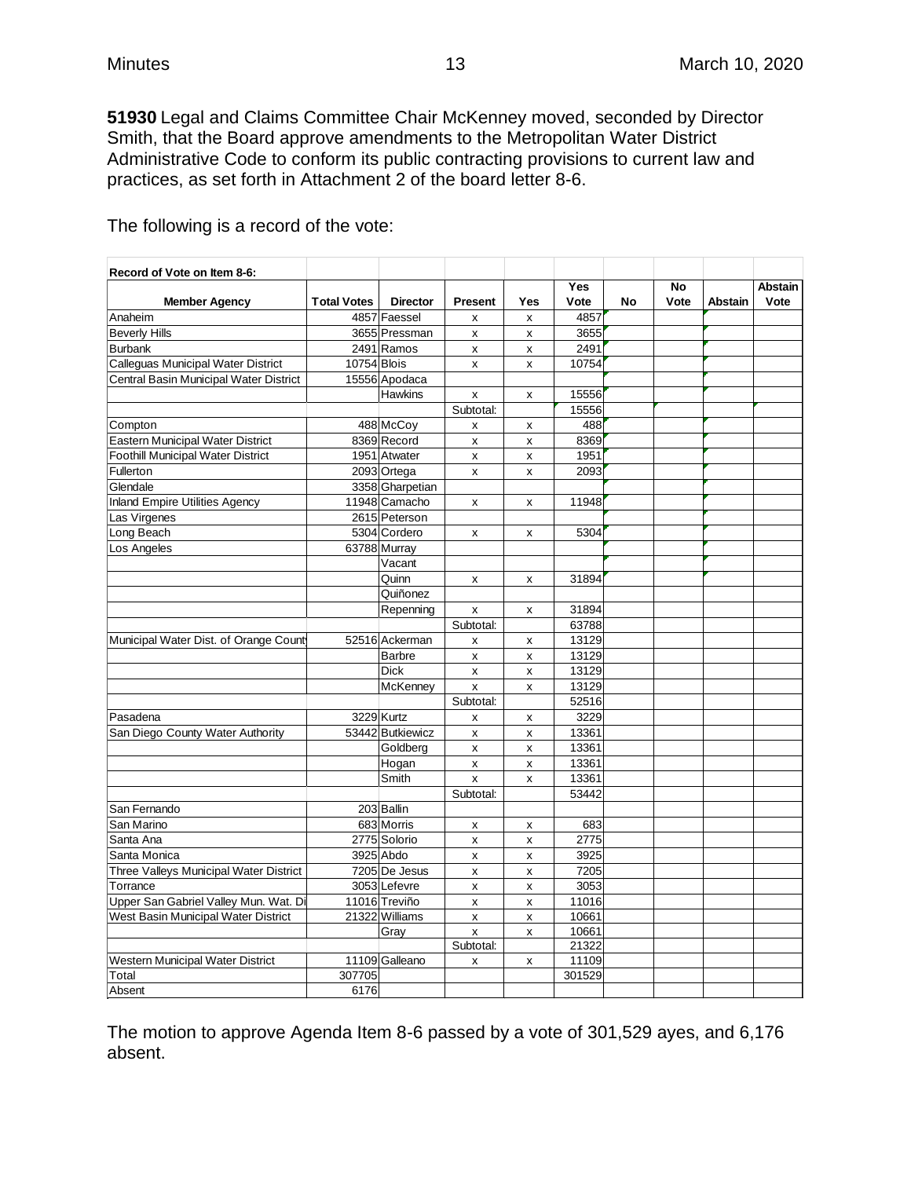**51930** Legal and Claims Committee Chair McKenney moved, seconded by Director Smith, that the Board approve amendments to the Metropolitan Water District Administrative Code to conform its public contracting provisions to current law and practices, as set forth in Attachment 2 of the board letter 8-6.

The following is a record of the vote:

| Record of Vote on Item 8-6: | | | | | | | | | |
|---|---|---|---|---|---|---|---|---|---|
| Member Agency | Total Votes | Director | Present | Yes | Yes Vote | No | No Vote | Abstain | Abstain Vote |
| Anaheim | 4857 | Faessel | x | x | 4857 | | | | |
| Beverly Hills | 3655 | Pressman | x | x | 3655 | | | | |
| Burbank | 2491 | Ramos | x | x | 2491 | | | | |
| Calleguas Municipal Water District | 10754 | Blois | x | x | 10754 | | | | |
| Central Basin Municipal Water District | 15556 | Apodaca | | | | | | | |
| | | Hawkins | x | x | 15556 | | | | |
| | | | Subtotal: | | 15556 | | | | |
| Compton | 488 | McCoy | x | x | 488 | | | | |
| Eastern Municipal Water District | 8369 | Record | x | x | 8369 | | | | |
| Foothill Municipal Water District | 1951 | Atwater | x | x | 1951 | | | | |
| Fullerton | 2093 | Ortega | x | x | 2093 | | | | |
| Glendale | 3358 | Gharpetian | | | | | | | |
| Inland Empire Utilities Agency | 11948 | Camacho | x | x | 11948 | | | | |
| Las Virgenes | 2615 | Peterson | | | | | | | |
| Long Beach | 5304 | Cordero | x | x | 5304 | | | | |
| Los Angeles | 63788 | Murray | | | | | | | |
| | | Vacant | | | | | | | |
| | | Quinn | x | x | 31894 | | | | |
| | | Quiñonez | | | | | | | |
| | | Repenning | x | x | 31894 | | | | |
| | | | Subtotal: | | 63788 | | | | |
| Municipal Water Dist. of Orange County | 52516 | Ackerman | x | x | 13129 | | | | |
| | | Barbre | x | x | 13129 | | | | |
| | | Dick | x | x | 13129 | | | | |
| | | McKenney | x | x | 13129 | | | | |
| | | | Subtotal: | | 52516 | | | | |
| Pasadena | 3229 | Kurtz | x | x | 3229 | | | | |
| San Diego County Water Authority | 53442 | Butkiewicz | x | x | 13361 | | | | |
| | | Goldberg | x | x | 13361 | | | | |
| | | Hogan | x | x | 13361 | | | | |
| | | Smith | x | x | 13361 | | | | |
| | | | Subtotal: | | 53442 | | | | |
| San Fernando | 203 | Ballin | | | | | | | |
| San Marino | 683 | Morris | x | x | 683 | | | | |
| Santa Ana | 2775 | Solorio | x | x | 2775 | | | | |
| Santa Monica | 3925 | Abdo | x | x | 3925 | | | | |
| Three Valleys Municipal Water District | 7205 | De Jesus | x | x | 7205 | | | | |
| Torrance | 3053 | Lefevre | x | x | 3053 | | | | |
| Upper San Gabriel Valley Mun. Wat. Di | 11016 | Treviño | x | x | 11016 | | | | |
| West Basin Municipal Water District | 21322 | Williams | x | x | 10661 | | | | |
| | | Gray | x | x | 10661 | | | | |
| | | | Subtotal: | | 21322 | | | | |
| Western Municipal Water District | 11109 | Galleano | x | x | 11109 | | | | |
| Total | 307705 | | | | 301529 | | | | |
| Absent | 6176 | | | | | | | | |

The motion to approve Agenda Item 8-6 passed by a vote of 301,529 ayes, and 6,176 absent.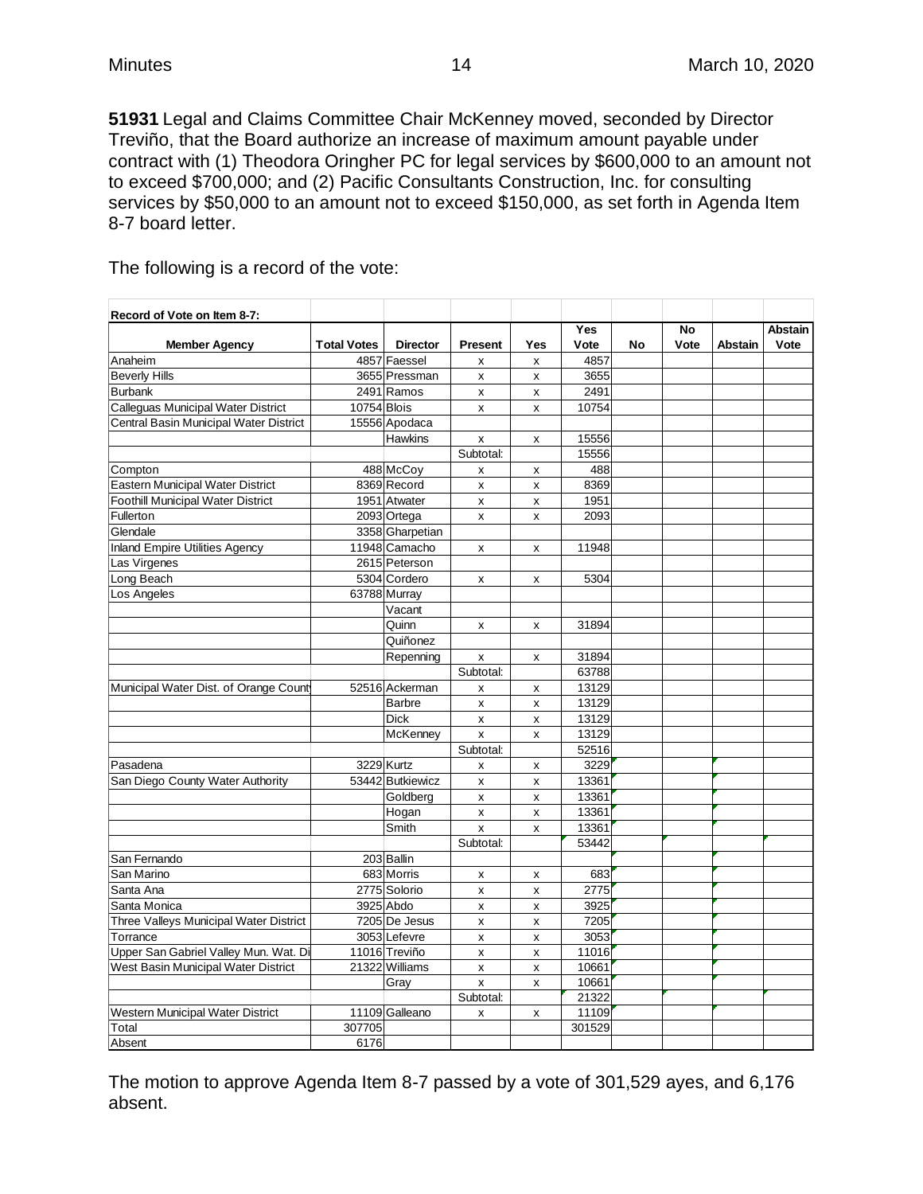**51931** Legal and Claims Committee Chair McKenney moved, seconded by Director Treviño, that the Board authorize an increase of maximum amount payable under contract with (1) Theodora Oringher PC for legal services by $600,000 to an amount not to exceed $700,000; and (2) Pacific Consultants Construction, Inc. for consulting services by $50,000 to an amount not to exceed $150,000, as set forth in Agenda Item 8-7 board letter.

The following is a record of the vote:

| **Record of Vote on Item 8-7:** | | | | | | | | | |
|---|---|---|---|---|---|---|---|---|---|
| **Member Agency** | **Total Votes** | **Director** | **Present** | **Yes** | **Yes Vote** | **No** | **No Vote** | **Abstain** | **Abstain Vote** |
| Anaheim | 4857 | Faessel | x | x | 4857 | | | | |
| Beverly Hills | 3655 | Pressman | x | x | 3655 | | | | |
| Burbank | 2491 | Ramos | x | x | 2491 | | | | |
| Calleguas Municipal Water District | 10754 | Blois | x | x | 10754 | | | | |
| Central Basin Municipal Water District | 15556 | Apodaca | | | | | | | |
| | | Hawkins | x | x | 15556 | | | | |
| | | | Subtotal: | | 15556 | | | | |
| Compton | 488 | McCoy | x | x | 488 | | | | |
| Eastern Municipal Water District | 8369 | Record | x | x | 8369 | | | | |
| Foothill Municipal Water District | 1951 | Atwater | x | x | 1951 | | | | |
| Fullerton | 2093 | Ortega | x | x | 2093 | | | | |
| Glendale | 3358 | Gharpetian | | | | | | | |
| Inland Empire Utilities Agency | 11948 | Camacho | x | x | 11948 | | | | |
| Las Virgenes | 2615 | Peterson | | | | | | | |
| Long Beach | 5304 | Cordero | x | x | 5304 | | | | |
| Los Angeles | 63788 | Murray | | | | | | | |
| | | Vacant | | | | | | | |
| | | Quinn | x | x | 31894 | | | | |
| | | Quiñonez | | | | | | | |
| | | Repenning | x | x | 31894 | | | | |
| | | | Subtotal: | | 63788 | | | | |
| Municipal Water Dist. of Orange County | 52516 | Ackerman | x | x | 13129 | | | | |
| | | Barbre | x | x | 13129 | | | | |
| | | Dick | x | x | 13129 | | | | |
| | | McKenney | x | x | 13129 | | | | |
| | | | Subtotal: | | 52516 | | | | |
| Pasadena | 3229 | Kurtz | x | x | 3229 | | | | |
| San Diego County Water Authority | 53442 | Butkiewicz | x | x | 13361 | | | | |
| | | Goldberg | x | x | 13361 | | | | |
| | | Hogan | x | x | 13361 | | | | |
| | | Smith | x | x | 13361 | | | | |
| | | | Subtotal: | | 53442 | | | | |
| San Fernando | 203 | Ballin | | | | | | | |
| San Marino | 683 | Morris | x | x | 683 | | | | |
| Santa Ana | 2775 | Solorio | x | x | 2775 | | | | |
| Santa Monica | 3925 | Abdo | x | x | 3925 | | | | |
| Three Valleys Municipal Water District | 7205 | De Jesus | x | x | 7205 | | | | |
| Torrance | 3053 | Lefevre | x | x | 3053 | | | | |
| Upper San Gabriel Valley Mun. Wat. Di | 11016 | Treviño | x | x | 11016 | | | | |
| West Basin Municipal Water District | 21322 | Williams | x | x | 10661 | | | | |
| | | Gray | x | x | 10661 | | | | |
| | | | Subtotal: | | 21322 | | | | |
| Western Municipal Water District | 11109 | Galleano | x | x | 11109 | | | | |
| Total | 307705 | | | | 301529 | | | | |
| Absent | 6176 | | | | | | | | |

The motion to approve Agenda Item 8-7 passed by a vote of 301,529 ayes, and 6,176 absent.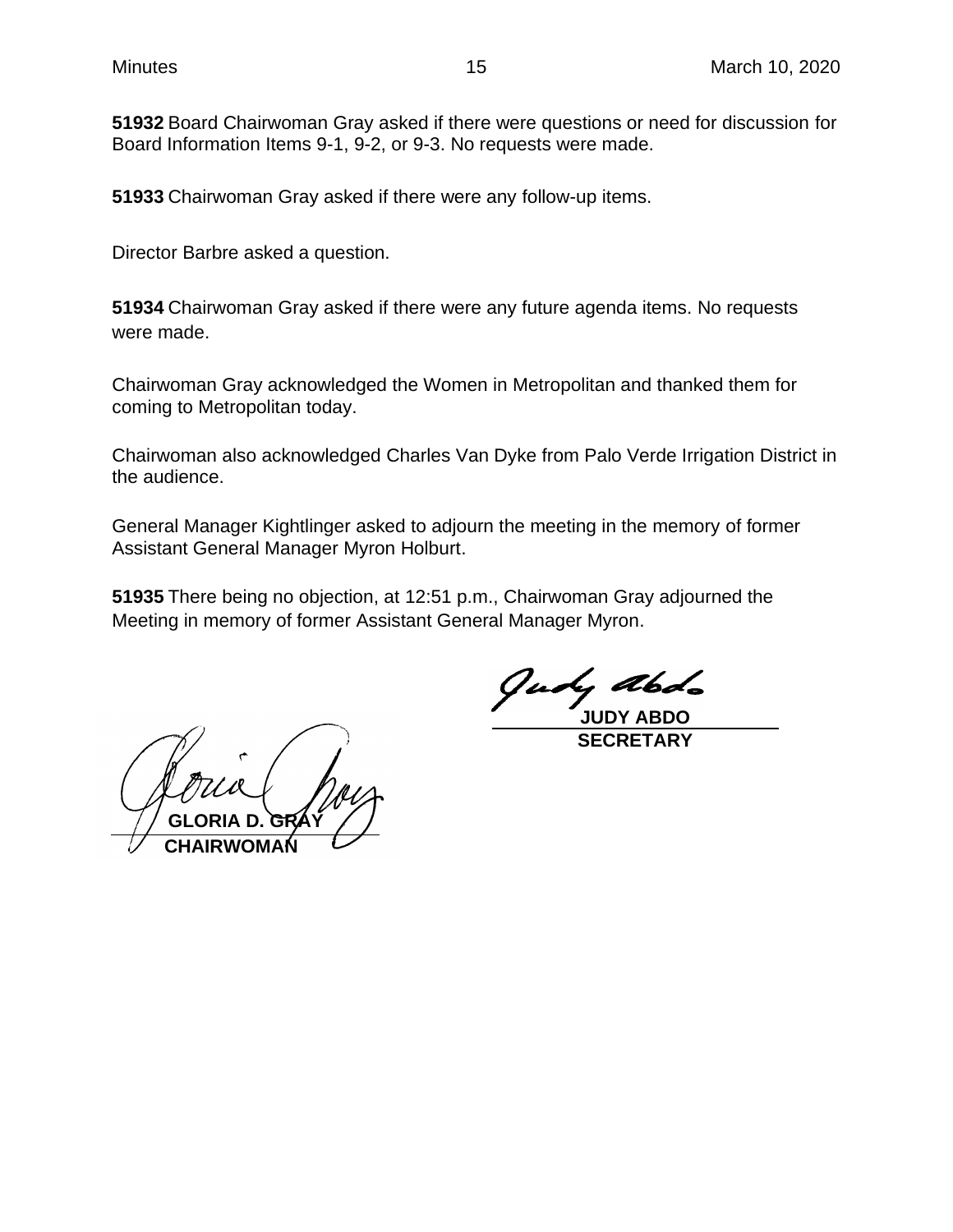**51932** Board Chairwoman Gray asked if there were questions or need for discussion for Board Information Items 9-1, 9-2, or 9-3. No requests were made.

**51933** Chairwoman Gray asked if there were any follow-up items.

Director Barbre asked a question.

**51934** Chairwoman Gray asked if there were any future agenda items. No requests were made.

Chairwoman Gray acknowledged the Women in Metropolitan and thanked them for coming to Metropolitan today.

Chairwoman also acknowledged Charles Van Dyke from Palo Verde Irrigation District in the audience.

General Manager Kightlinger asked to adjourn the meeting in the memory of former Assistant General Manager Myron Holburt.

**51935** There being no objection, at 12:51 p.m., Chairwoman Gray adjourned the Meeting in memory of former Assistant General Manager Myron.

**JUDY ABDO**
**SECRETARY**

**GLORIA D. GRAY**
**CHAIRWOMAN**